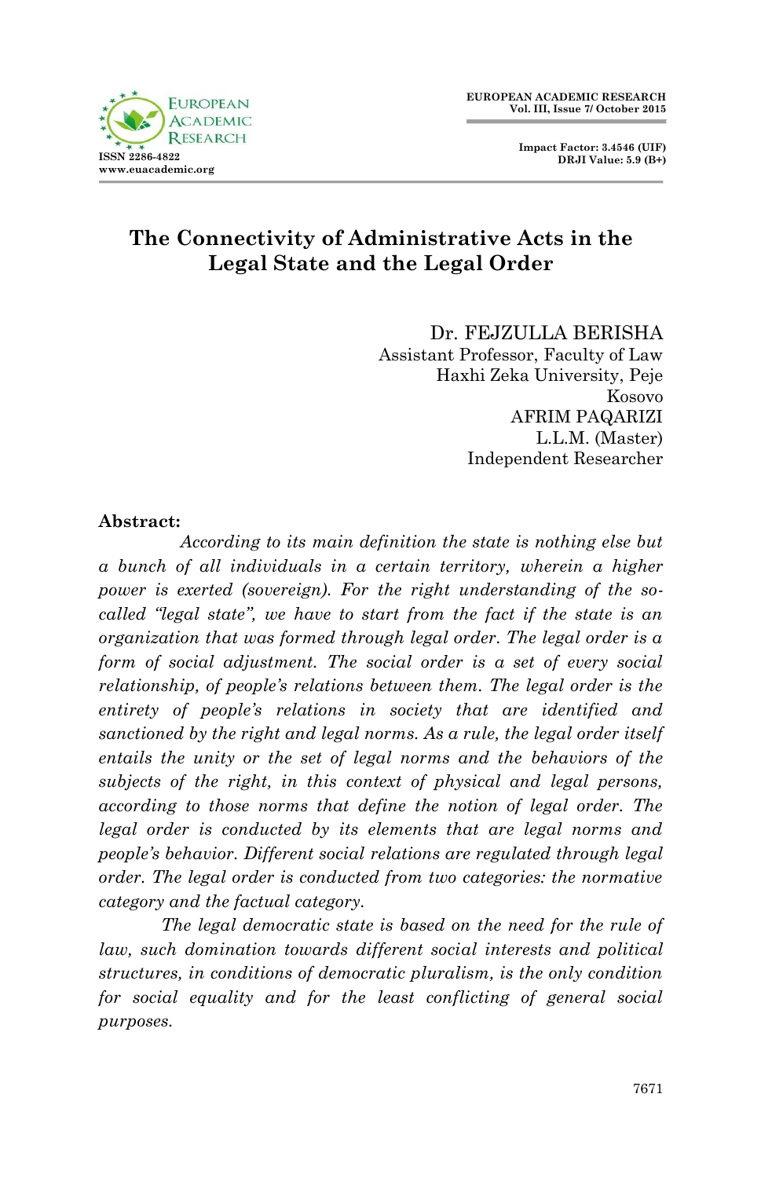# The Connectivity of Administrative Acts in the Legal State and the Legal Order

Dr. FEJZULLA BERISHA
Assistant Professor, Faculty of Law
Haxhi Zeka University, Peje
Kosovo

AFRIM PAQARIZI
L.L.M. (Master)
Independent Researcher

**Abstract:**

*According to its main definition the state is nothing else but a bunch of all individuals in a certain territory, wherein a higher power is exerted (sovereign). For the right understanding of the so-called "legal state", we have to start from the fact if the state is an organization that was formed through legal order. The legal order is a form of social adjustment. The social order is a set of every social relationship, of people's relations between them. The legal order is the entirety of people's relations in society that are identified and sanctioned by the right and legal norms. As a rule, the legal order itself entails the unity or the set of legal norms and the behaviors of the subjects of the right, in this context of physical and legal persons, according to those norms that define the notion of legal order. The legal order is conducted by its elements that are legal norms and people's behavior. Different social relations are regulated through legal order. The legal order is conducted from two categories: the normative category and the factual category.*

*The legal democratic state is based on the need for the rule of law, such domination towards different social interests and political structures, in conditions of democratic pluralism, is the only condition for social equality and for the least conflicting of general social purposes.*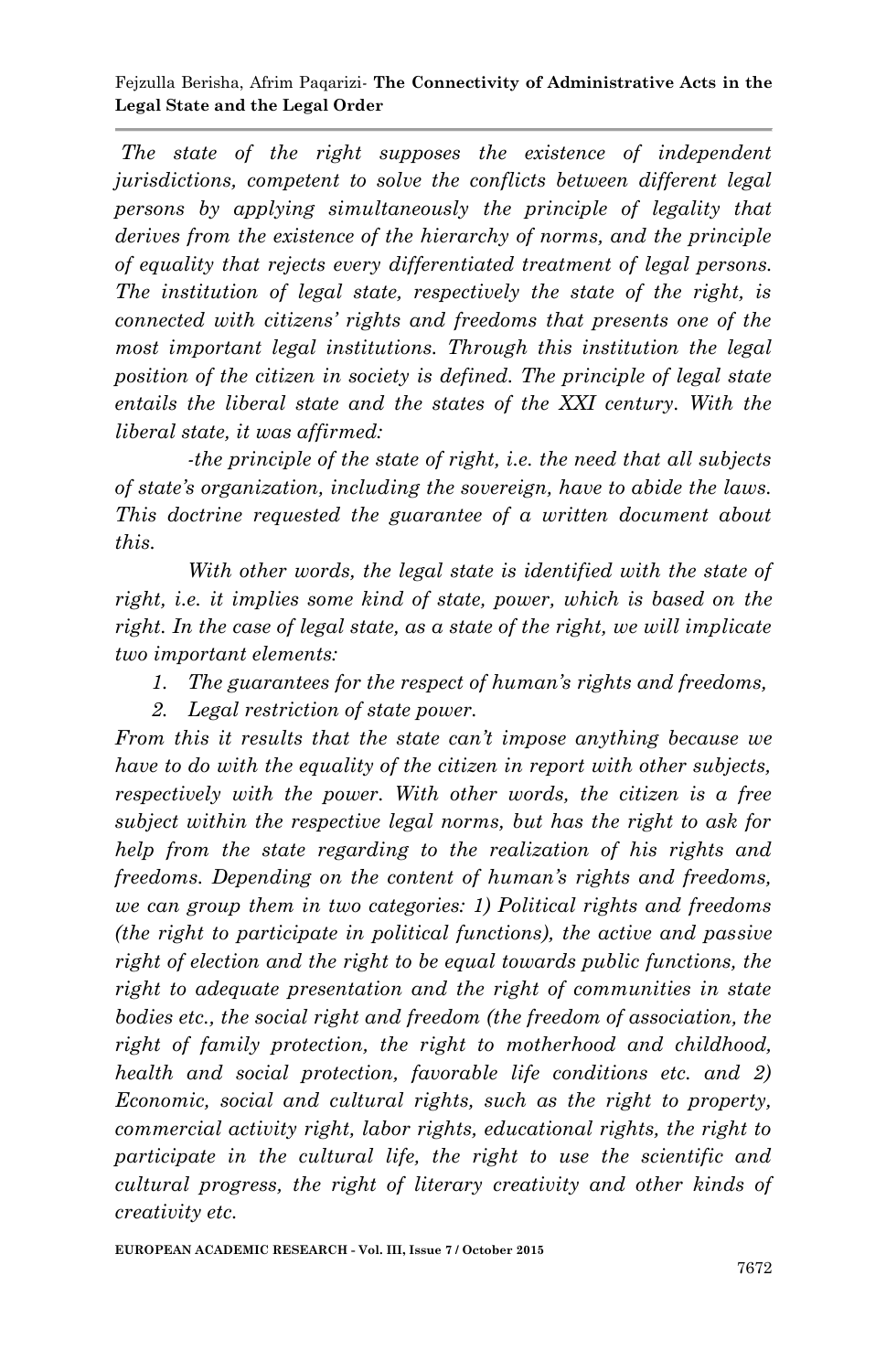*The state of the right supposes the existence of independent jurisdictions, competent to solve the conflicts between different legal persons by applying simultaneously the principle of legality that derives from the existence of the hierarchy of norms, and the principle of equality that rejects every differentiated treatment of legal persons. The institution of legal state, respectively the state of the right, is connected with citizens' rights and freedoms that presents one of the most important legal institutions. Through this institution the legal position of the citizen in society is defined. The principle of legal state entails the liberal state and the states of the XXI century. With the liberal state, it was affirmed:*

*-the principle of the state of right, i.e. the need that all subjects of state's organization, including the sovereign, have to abide the laws. This doctrine requested the guarantee of a written document about this.*

*With other words, the legal state is identified with the state of right, i.e. it implies some kind of state, power, which is based on the right. In the case of legal state, as a state of the right, we will implicate two important elements:*

1. *The guarantees for the respect of human's rights and freedoms,*
2. *Legal restriction of state power.*

*From this it results that the state can't impose anything because we have to do with the equality of the citizen in report with other subjects, respectively with the power. With other words, the citizen is a free subject within the respective legal norms, but has the right to ask for help from the state regarding to the realization of his rights and freedoms. Depending on the content of human's rights and freedoms, we can group them in two categories: 1) Political rights and freedoms (the right to participate in political functions), the active and passive right of election and the right to be equal towards public functions, the right to adequate presentation and the right of communities in state bodies etc., the social right and freedom (the freedom of association, the right of family protection, the right to motherhood and childhood, health and social protection, favorable life conditions etc. and 2) Economic, social and cultural rights, such as the right to property, commercial activity right, labor rights, educational rights, the right to participate in the cultural life, the right to use the scientific and cultural progress, the right of literary creativity and other kinds of creativity etc.*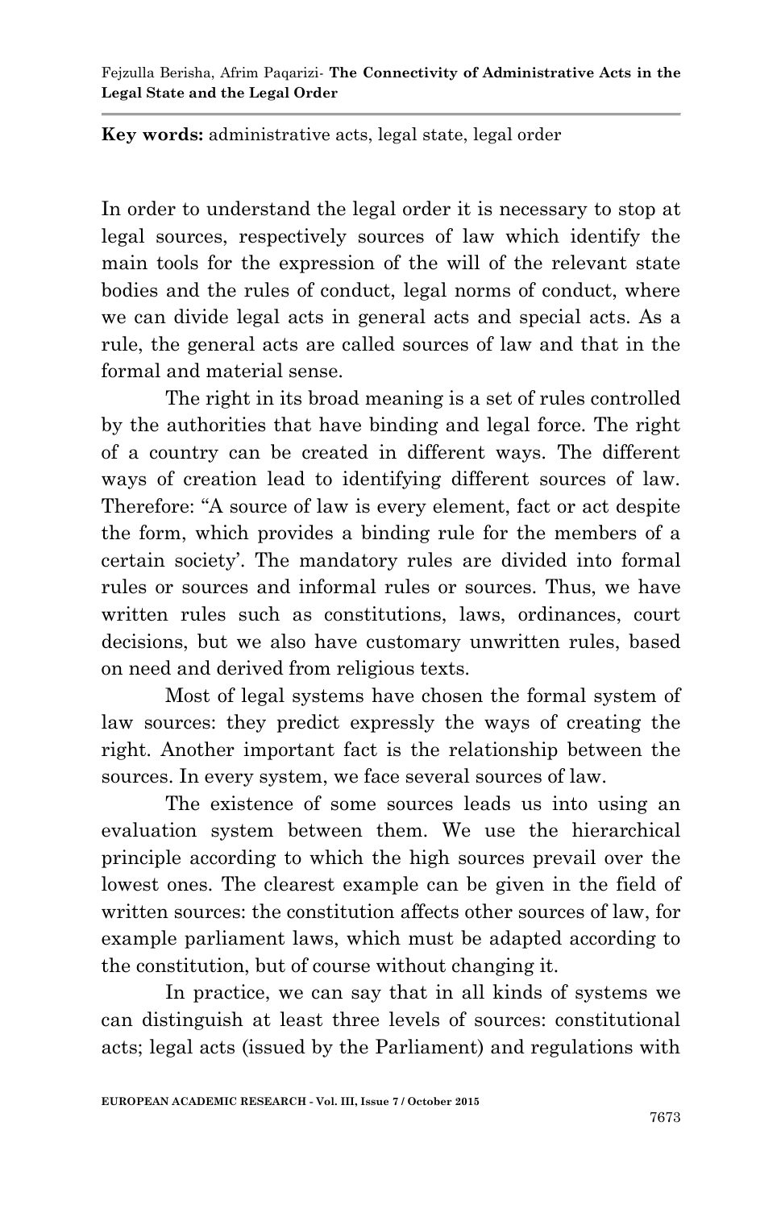**Key words:** administrative acts, legal state, legal order

In order to understand the legal order it is necessary to stop at legal sources, respectively sources of law which identify the main tools for the expression of the will of the relevant state bodies and the rules of conduct, legal norms of conduct, where we can divide legal acts in general acts and special acts. As a rule, the general acts are called sources of law and that in the formal and material sense.

The right in its broad meaning is a set of rules controlled by the authorities that have binding and legal force. The right of a country can be created in different ways. The different ways of creation lead to identifying different sources of law. Therefore: "A source of law is every element, fact or act despite the form, which provides a binding rule for the members of a certain society'. The mandatory rules are divided into formal rules or sources and informal rules or sources. Thus, we have written rules such as constitutions, laws, ordinances, court decisions, but we also have customary unwritten rules, based on need and derived from religious texts.

Most of legal systems have chosen the formal system of law sources: they predict expressly the ways of creating the right. Another important fact is the relationship between the sources. In every system, we face several sources of law.

The existence of some sources leads us into using an evaluation system between them. We use the hierarchical principle according to which the high sources prevail over the lowest ones. The clearest example can be given in the field of written sources: the constitution affects other sources of law, for example parliament laws, which must be adapted according to the constitution, but of course without changing it.

In practice, we can say that in all kinds of systems we can distinguish at least three levels of sources: constitutional acts; legal acts (issued by the Parliament) and regulations with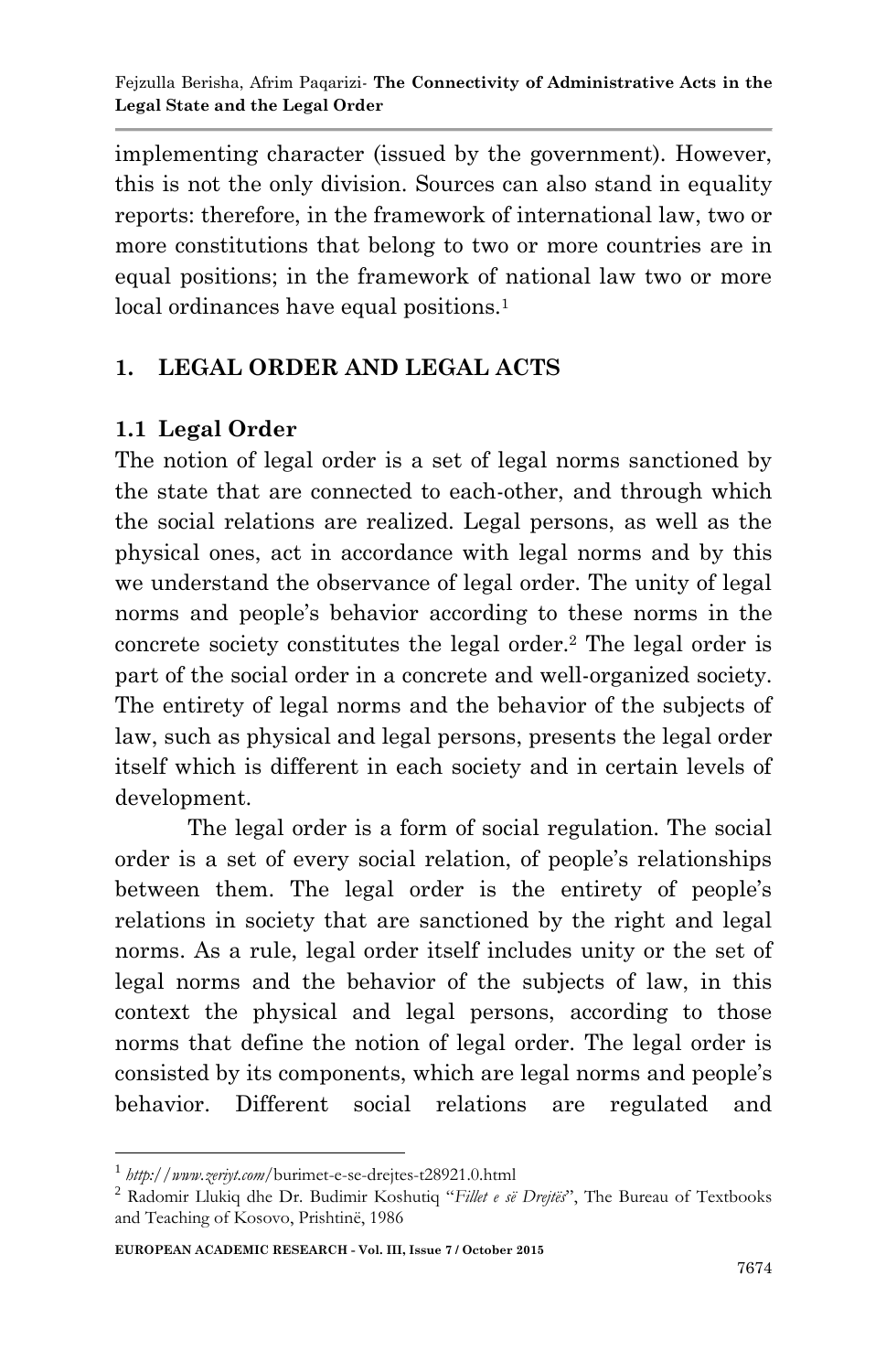implementing character (issued by the government). However, this is not the only division. Sources can also stand in equality reports: therefore, in the framework of international law, two or more constitutions that belong to two or more countries are in equal positions; in the framework of national law two or more local ordinances have equal positions.[1]

## 1. LEGAL ORDER AND LEGAL ACTS

### 1.1 Legal Order

The notion of legal order is a set of legal norms sanctioned by the state that are connected to each-other, and through which the social relations are realized. Legal persons, as well as the physical ones, act in accordance with legal norms and by this we understand the observance of legal order. The unity of legal norms and people's behavior according to these norms in the concrete society constitutes the legal order.[2] The legal order is part of the social order in a concrete and well-organized society. The entirety of legal norms and the behavior of the subjects of law, such as physical and legal persons, presents the legal order itself which is different in each society and in certain levels of development.

The legal order is a form of social regulation. The social order is a set of every social relation, of people's relationships between them. The legal order is the entirety of people's relations in society that are sanctioned by the right and legal norms. As a rule, legal order itself includes unity or the set of legal norms and the behavior of the subjects of law, in this context the physical and legal persons, according to those norms that define the notion of legal order. The legal order is consisted by its components, which are legal norms and people's behavior. Different social relations are regulated and

---

[1] *http://www.zeriyt.com/*burimet-e-se-drejtes-t28921.0.html

[2] Radomir Llukiq dhe Dr. Budimir Koshutiq "*Fillet e së Drejtës*", The Bureau of Textbooks and Teaching of Kosovo, Prishtinë, 1986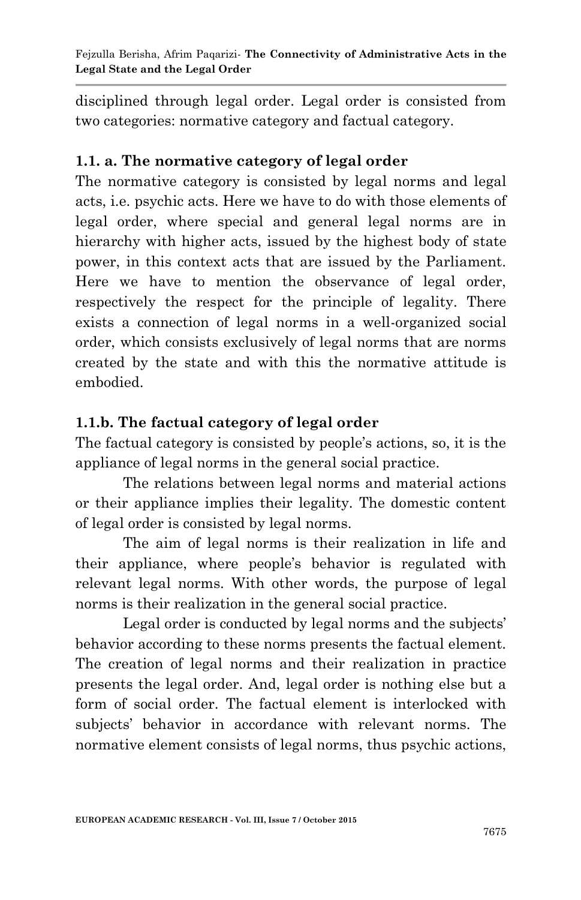disciplined through legal order. Legal order is consisted from two categories: normative category and factual category.

### 1.1. a. The normative category of legal order

The normative category is consisted by legal norms and legal acts, i.e. psychic acts. Here we have to do with those elements of legal order, where special and general legal norms are in hierarchy with higher acts, issued by the highest body of state power, in this context acts that are issued by the Parliament. Here we have to mention the observance of legal order, respectively the respect for the principle of legality. There exists a connection of legal norms in a well-organized social order, which consists exclusively of legal norms that are norms created by the state and with this the normative attitude is embodied.

### 1.1.b. The factual category of legal order

The factual category is consisted by people's actions, so, it is the appliance of legal norms in the general social practice.

The relations between legal norms and material actions or their appliance implies their legality. The domestic content of legal order is consisted by legal norms.

The aim of legal norms is their realization in life and their appliance, where people's behavior is regulated with relevant legal norms. With other words, the purpose of legal norms is their realization in the general social practice.

Legal order is conducted by legal norms and the subjects' behavior according to these norms presents the factual element. The creation of legal norms and their realization in practice presents the legal order. And, legal order is nothing else but a form of social order. The factual element is interlocked with subjects' behavior in accordance with relevant norms. The normative element consists of legal norms, thus psychic actions,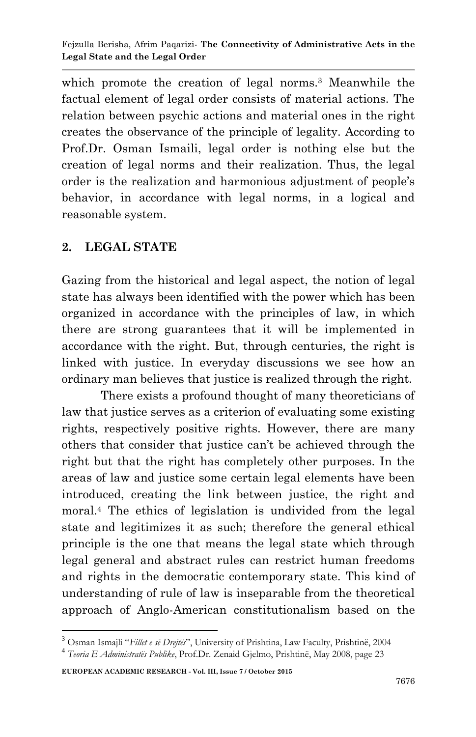which promote the creation of legal norms.[3] Meanwhile the factual element of legal order consists of material actions. The relation between psychic actions and material ones in the right creates the observance of the principle of legality. According to Prof.Dr. Osman Ismaili, legal order is nothing else but the creation of legal norms and their realization. Thus, the legal order is the realization and harmonious adjustment of people's behavior, in accordance with legal norms, in a logical and reasonable system.

## 2. LEGAL STATE

Gazing from the historical and legal aspect, the notion of legal state has always been identified with the power which has been organized in accordance with the principles of law, in which there are strong guarantees that it will be implemented in accordance with the right. But, through centuries, the right is linked with justice. In everyday discussions we see how an ordinary man believes that justice is realized through the right.

There exists a profound thought of many theoreticians of law that justice serves as a criterion of evaluating some existing rights, respectively positive rights. However, there are many others that consider that justice can't be achieved through the right but that the right has completely other purposes. In the areas of law and justice some certain legal elements have been introduced, creating the link between justice, the right and moral.[4] The ethics of legislation is undivided from the legal state and legitimizes it as such; therefore the general ethical principle is the one that means the legal state which through legal general and abstract rules can restrict human freedoms and rights in the democratic contemporary state. This kind of understanding of rule of law is inseparable from the theoretical approach of Anglo-American constitutionalism based on the

---

[3] Osman Ismajli "*Fillet e së Drejtës*", University of Prishtina, Law Faculty, Prishtinë, 2004

[4] *Teoria E Administratës Publike*, Prof.Dr. Zenaid Gjelmo, Prishtinë, May 2008, page 23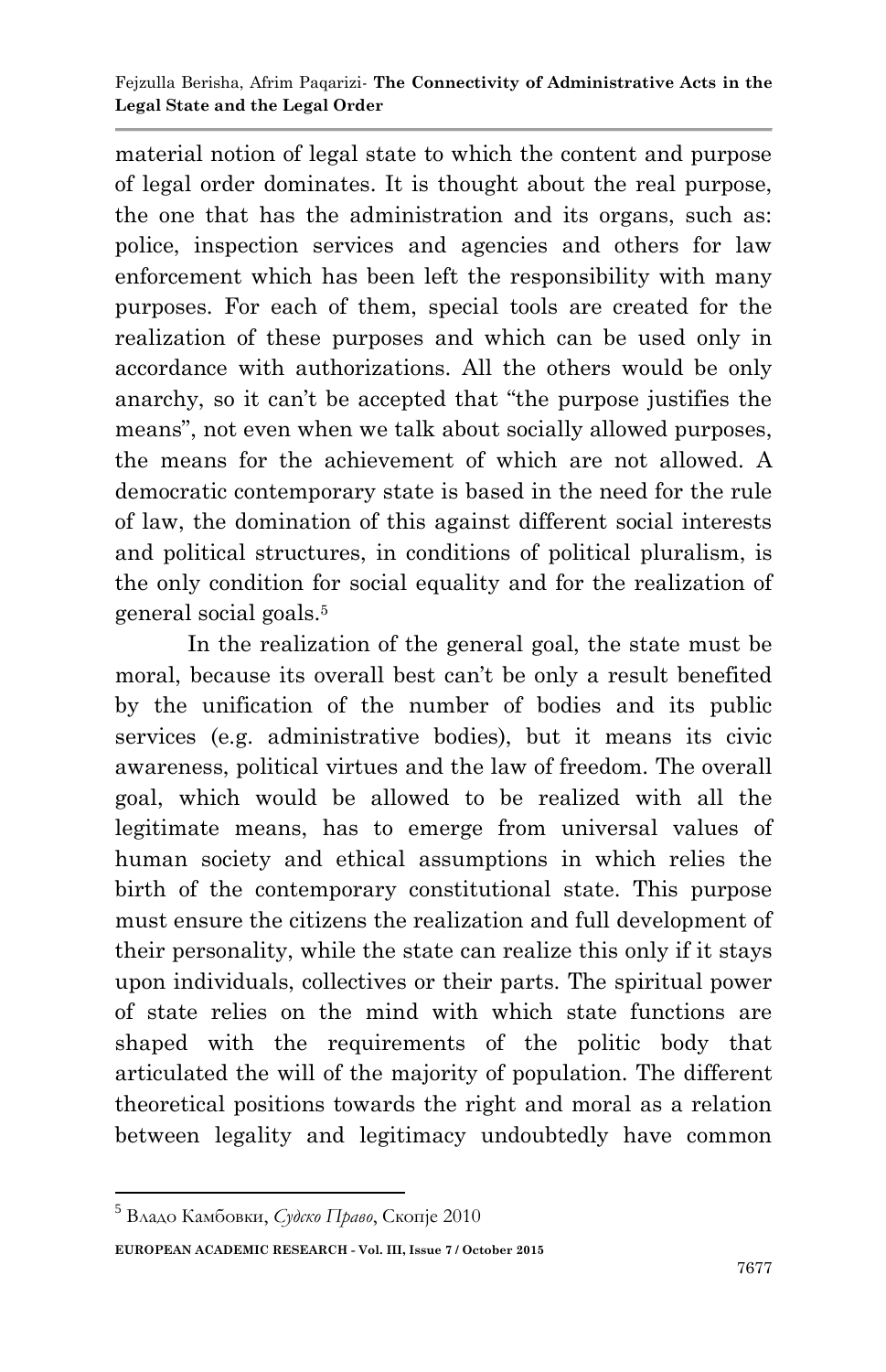material notion of legal state to which the content and purpose of legal order dominates. It is thought about the real purpose, the one that has the administration and its organs, such as: police, inspection services and agencies and others for law enforcement which has been left the responsibility with many purposes. For each of them, special tools are created for the realization of these purposes and which can be used only in accordance with authorizations. All the others would be only anarchy, so it can't be accepted that "the purpose justifies the means", not even when we talk about socially allowed purposes, the means for the achievement of which are not allowed. A democratic contemporary state is based in the need for the rule of law, the domination of this against different social interests and political structures, in conditions of political pluralism, is the only condition for social equality and for the realization of general social goals.[5]

In the realization of the general goal, the state must be moral, because its overall best can't be only a result benefited by the unification of the number of bodies and its public services (e.g. administrative bodies), but it means its civic awareness, political virtues and the law of freedom. The overall goal, which would be allowed to be realized with all the legitimate means, has to emerge from universal values of human society and ethical assumptions in which relies the birth of the contemporary constitutional state. This purpose must ensure the citizens the realization and full development of their personality, while the state can realize this only if it stays upon individuals, collectives or their parts. The spiritual power of state relies on the mind with which state functions are shaped with the requirements of the politic body that articulated the will of the majority of population. The different theoretical positions towards the right and moral as a relation between legality and legitimacy undoubtedly have common

---

[5] Владо Камбовки, *Судско Право*, Скопје 2010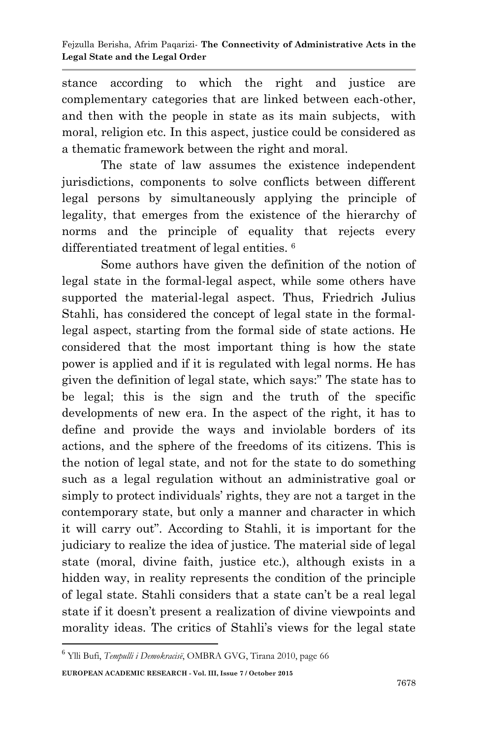stance according to which the right and justice are complementary categories that are linked between each-other, and then with the people in state as its main subjects, with moral, religion etc. In this aspect, justice could be considered as a thematic framework between the right and moral.

The state of law assumes the existence independent jurisdictions, components to solve conflicts between different legal persons by simultaneously applying the principle of legality, that emerges from the existence of the hierarchy of norms and the principle of equality that rejects every differentiated treatment of legal entities. [6]

Some authors have given the definition of the notion of legal state in the formal-legal aspect, while some others have supported the material-legal aspect. Thus, Friedrich Julius Stahli, has considered the concept of legal state in the formal-legal aspect, starting from the formal side of state actions. He considered that the most important thing is how the state power is applied and if it is regulated with legal norms. He has given the definition of legal state, which says:" The state has to be legal; this is the sign and the truth of the specific developments of new era. In the aspect of the right, it has to define and provide the ways and inviolable borders of its actions, and the sphere of the freedoms of its citizens. This is the notion of legal state, and not for the state to do something such as a legal regulation without an administrative goal or simply to protect individuals' rights, they are not a target in the contemporary state, but only a manner and character in which it will carry out". According to Stahli, it is important for the judiciary to realize the idea of justice. The material side of legal state (moral, divine faith, justice etc.), although exists in a hidden way, in reality represents the condition of the principle of legal state. Stahli considers that a state can't be a real legal state if it doesn't present a realization of divine viewpoints and morality ideas. The critics of Stahli's views for the legal state

---

[6] Ylli Bufi, *Tempulli i Demokracisë*, OMBRA GVG, Tirana 2010, page 66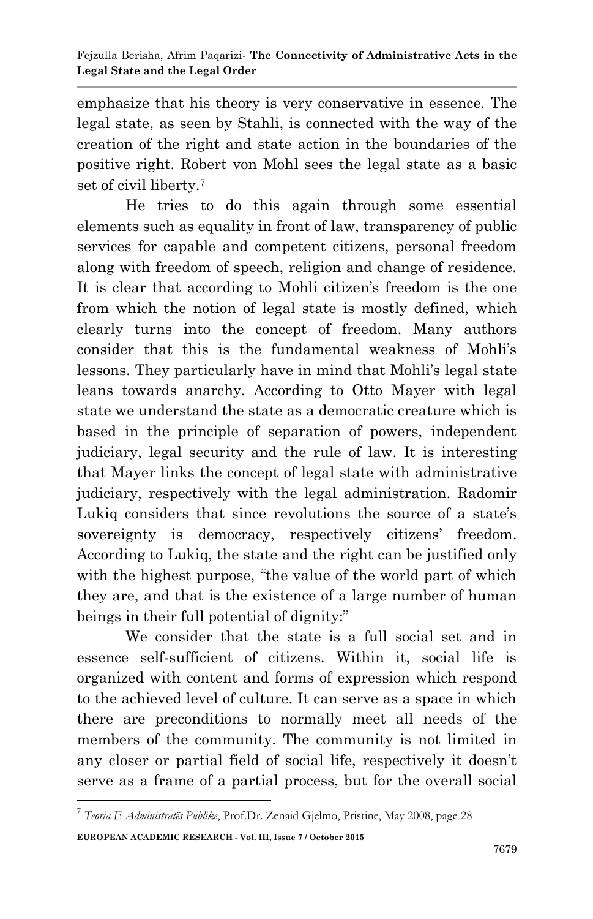emphasize that his theory is very conservative in essence. The legal state, as seen by Stahli, is connected with the way of the creation of the right and state action in the boundaries of the positive right. Robert von Mohl sees the legal state as a basic set of civil liberty.[7]

He tries to do this again through some essential elements such as equality in front of law, transparency of public services for capable and competent citizens, personal freedom along with freedom of speech, religion and change of residence. It is clear that according to Mohli citizen's freedom is the one from which the notion of legal state is mostly defined, which clearly turns into the concept of freedom. Many authors consider that this is the fundamental weakness of Mohli's lessons. They particularly have in mind that Mohli's legal state leans towards anarchy. According to Otto Mayer with legal state we understand the state as a democratic creature which is based in the principle of separation of powers, independent judiciary, legal security and the rule of law. It is interesting that Mayer links the concept of legal state with administrative judiciary, respectively with the legal administration. Radomir Lukiq considers that since revolutions the source of a state's sovereignty is democracy, respectively citizens' freedom. According to Lukiq, the state and the right can be justified only with the highest purpose, "the value of the world part of which they are, and that is the existence of a large number of human beings in their full potential of dignity:"

We consider that the state is a full social set and in essence self-sufficient of citizens. Within it, social life is organized with content and forms of expression which respond to the achieved level of culture. It can serve as a space in which there are preconditions to normally meet all needs of the members of the community. The community is not limited in any closer or partial field of social life, respectively it doesn't serve as a frame of a partial process, but for the overall social

---

[7] *Teoria E Administratës Publike*, Prof.Dr. Zenaid Gjelmo, Pristine, May 2008, page 28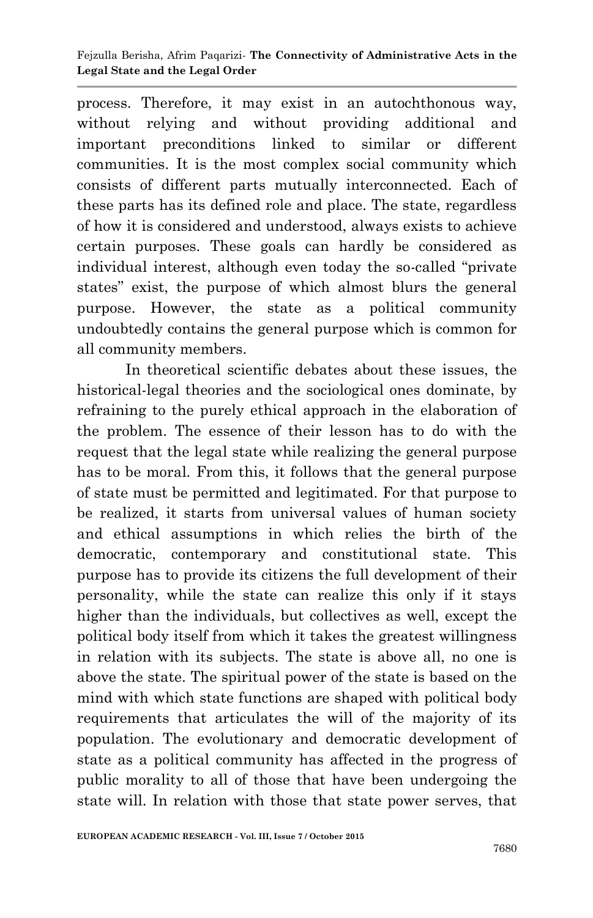process. Therefore, it may exist in an autochthonous way, without relying and without providing additional and important preconditions linked to similar or different communities. It is the most complex social community which consists of different parts mutually interconnected. Each of these parts has its defined role and place. The state, regardless of how it is considered and understood, always exists to achieve certain purposes. These goals can hardly be considered as individual interest, although even today the so-called "private states" exist, the purpose of which almost blurs the general purpose. However, the state as a political community undoubtedly contains the general purpose which is common for all community members.

In theoretical scientific debates about these issues, the historical-legal theories and the sociological ones dominate, by refraining to the purely ethical approach in the elaboration of the problem. The essence of their lesson has to do with the request that the legal state while realizing the general purpose has to be moral. From this, it follows that the general purpose of state must be permitted and legitimated. For that purpose to be realized, it starts from universal values of human society and ethical assumptions in which relies the birth of the democratic, contemporary and constitutional state. This purpose has to provide its citizens the full development of their personality, while the state can realize this only if it stays higher than the individuals, but collectives as well, except the political body itself from which it takes the greatest willingness in relation with its subjects. The state is above all, no one is above the state. The spiritual power of the state is based on the mind with which state functions are shaped with political body requirements that articulates the will of the majority of its population. The evolutionary and democratic development of state as a political community has affected in the progress of public morality to all of those that have been undergoing the state will. In relation with those that state power serves, that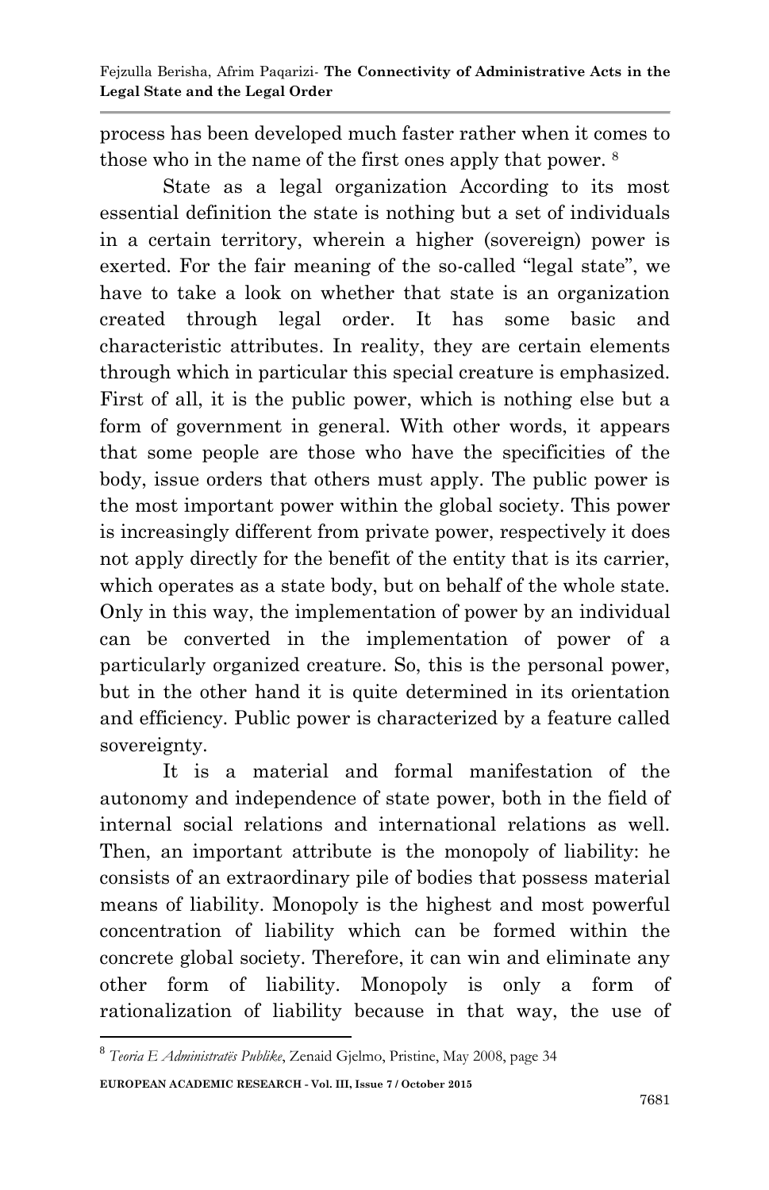process has been developed much faster rather when it comes to those who in the name of the first ones apply that power. [8]

State as a legal organization According to its most essential definition the state is nothing but a set of individuals in a certain territory, wherein a higher (sovereign) power is exerted. For the fair meaning of the so-called "legal state", we have to take a look on whether that state is an organization created through legal order. It has some basic and characteristic attributes. In reality, they are certain elements through which in particular this special creature is emphasized. First of all, it is the public power, which is nothing else but a form of government in general. With other words, it appears that some people are those who have the specificities of the body, issue orders that others must apply. The public power is the most important power within the global society. This power is increasingly different from private power, respectively it does not apply directly for the benefit of the entity that is its carrier, which operates as a state body, but on behalf of the whole state. Only in this way, the implementation of power by an individual can be converted in the implementation of power of a particularly organized creature. So, this is the personal power, but in the other hand it is quite determined in its orientation and efficiency. Public power is characterized by a feature called sovereignty.

It is a material and formal manifestation of the autonomy and independence of state power, both in the field of internal social relations and international relations as well. Then, an important attribute is the monopoly of liability: he consists of an extraordinary pile of bodies that possess material means of liability. Monopoly is the highest and most powerful concentration of liability which can be formed within the concrete global society. Therefore, it can win and eliminate any other form of liability. Monopoly is only a form of rationalization of liability because in that way, the use of

[8] *Teoria E Administratës Publike*, Zenaid Gjelmo, Pristine, May 2008, page 34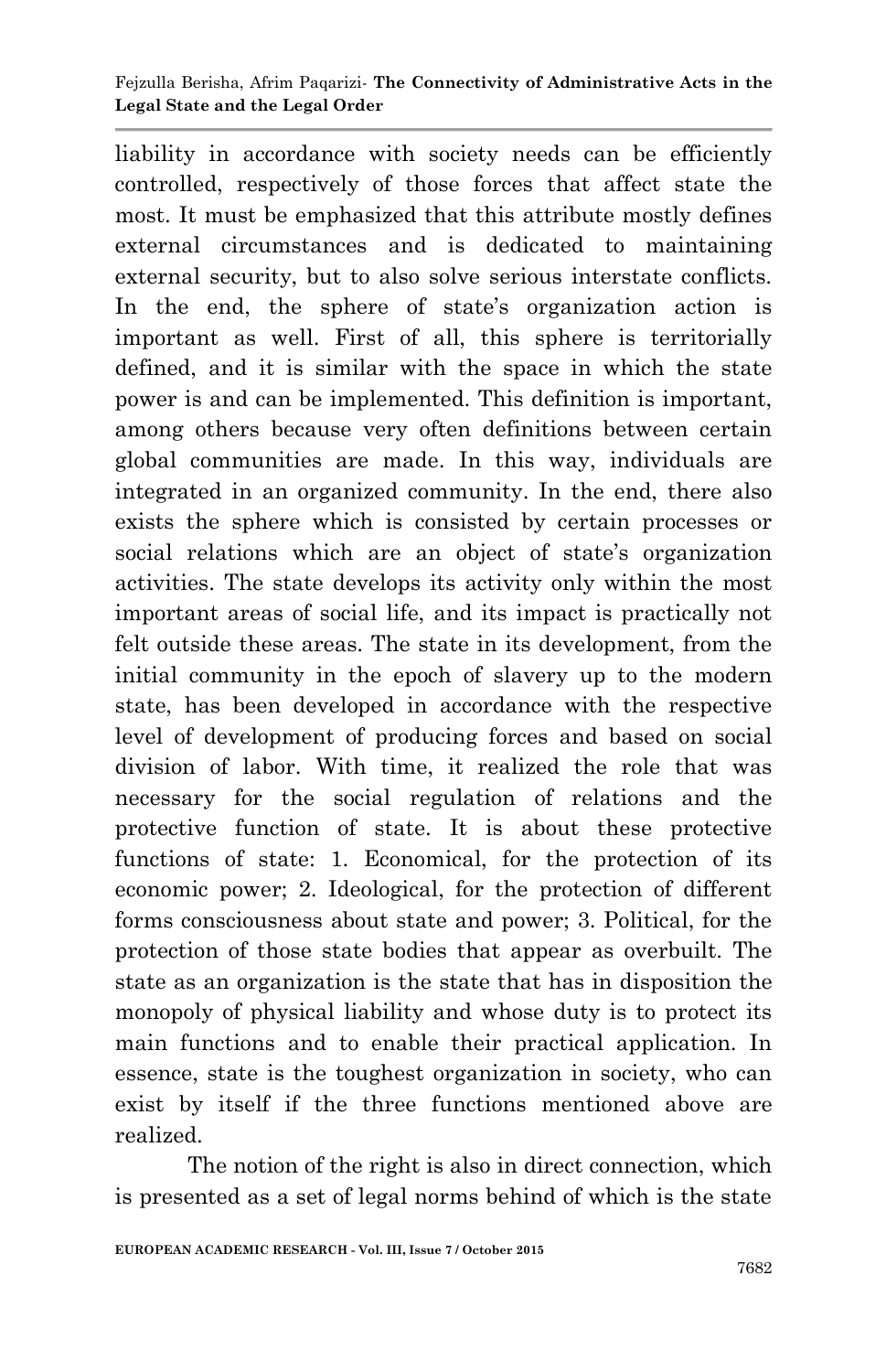liability in accordance with society needs can be efficiently controlled, respectively of those forces that affect state the most. It must be emphasized that this attribute mostly defines external circumstances and is dedicated to maintaining external security, but to also solve serious interstate conflicts. In the end, the sphere of state's organization action is important as well. First of all, this sphere is territorially defined, and it is similar with the space in which the state power is and can be implemented. This definition is important, among others because very often definitions between certain global communities are made. In this way, individuals are integrated in an organized community. In the end, there also exists the sphere which is consisted by certain processes or social relations which are an object of state's organization activities. The state develops its activity only within the most important areas of social life, and its impact is practically not felt outside these areas. The state in its development, from the initial community in the epoch of slavery up to the modern state, has been developed in accordance with the respective level of development of producing forces and based on social division of labor. With time, it realized the role that was necessary for the social regulation of relations and the protective function of state. It is about these protective functions of state: 1. Economical, for the protection of its economic power; 2. Ideological, for the protection of different forms consciousness about state and power; 3. Political, for the protection of those state bodies that appear as overbuilt. The state as an organization is the state that has in disposition the monopoly of physical liability and whose duty is to protect its main functions and to enable their practical application. In essence, state is the toughest organization in society, who can exist by itself if the three functions mentioned above are realized.

The notion of the right is also in direct connection, which is presented as a set of legal norms behind of which is the state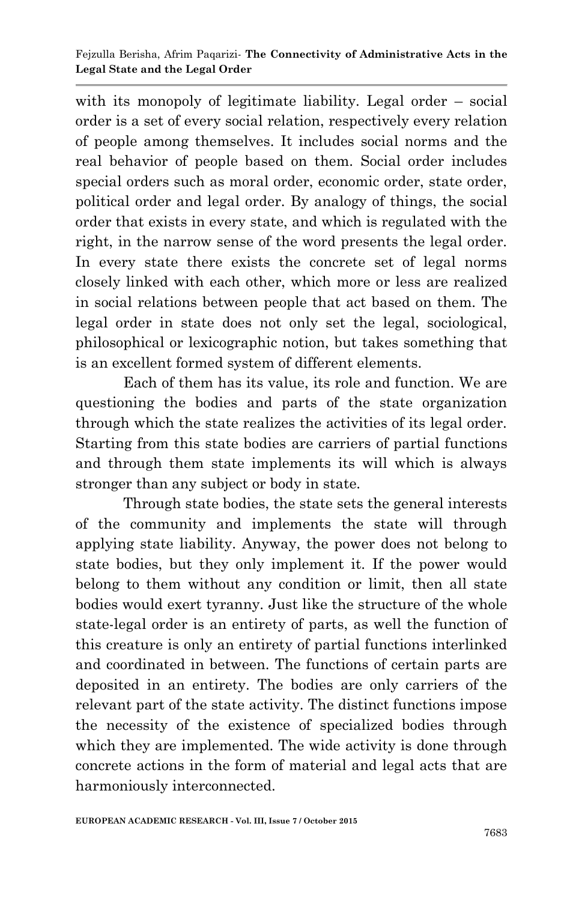with its monopoly of legitimate liability. Legal order – social order is a set of every social relation, respectively every relation of people among themselves. It includes social norms and the real behavior of people based on them. Social order includes special orders such as moral order, economic order, state order, political order and legal order. By analogy of things, the social order that exists in every state, and which is regulated with the right, in the narrow sense of the word presents the legal order. In every state there exists the concrete set of legal norms closely linked with each other, which more or less are realized in social relations between people that act based on them. The legal order in state does not only set the legal, sociological, philosophical or lexicographic notion, but takes something that is an excellent formed system of different elements.

Each of them has its value, its role and function. We are questioning the bodies and parts of the state organization through which the state realizes the activities of its legal order. Starting from this state bodies are carriers of partial functions and through them state implements its will which is always stronger than any subject or body in state.

Through state bodies, the state sets the general interests of the community and implements the state will through applying state liability. Anyway, the power does not belong to state bodies, but they only implement it. If the power would belong to them without any condition or limit, then all state bodies would exert tyranny. Just like the structure of the whole state-legal order is an entirety of parts, as well the function of this creature is only an entirety of partial functions interlinked and coordinated in between. The functions of certain parts are deposited in an entirety. The bodies are only carriers of the relevant part of the state activity. The distinct functions impose the necessity of the existence of specialized bodies through which they are implemented. The wide activity is done through concrete actions in the form of material and legal acts that are harmoniously interconnected.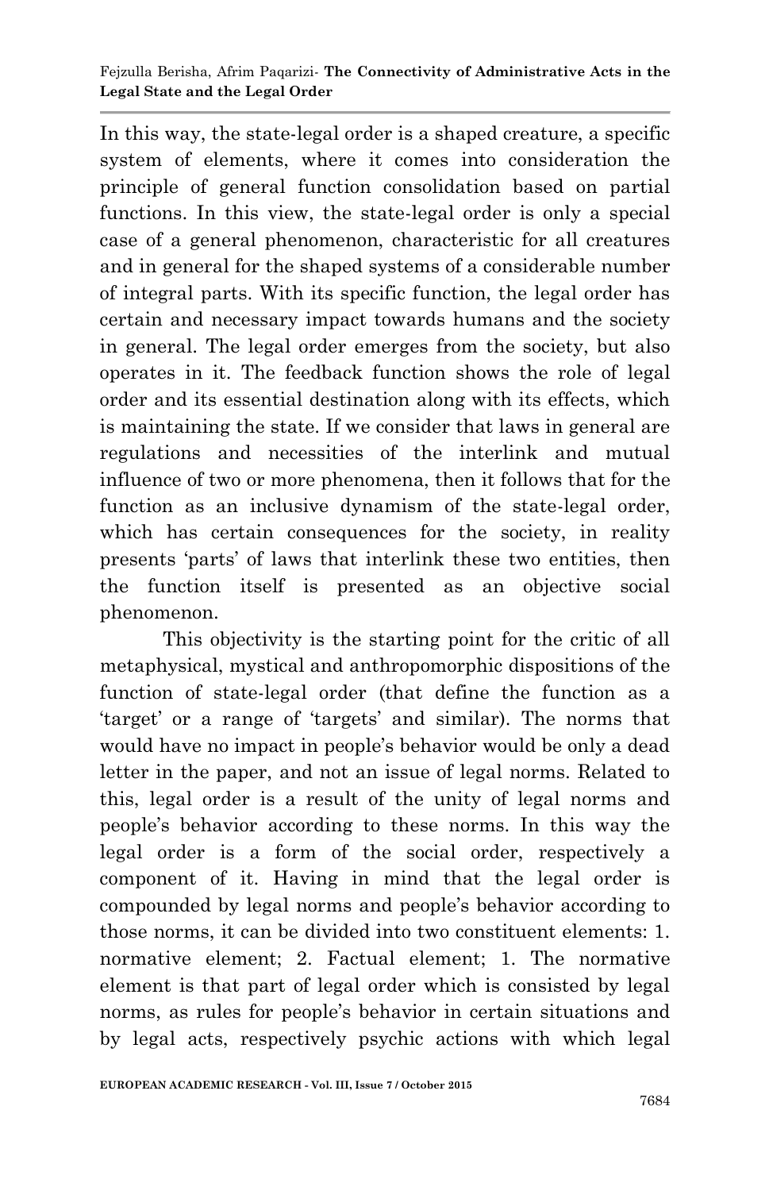In this way, the state-legal order is a shaped creature, a specific system of elements, where it comes into consideration the principle of general function consolidation based on partial functions. In this view, the state-legal order is only a special case of a general phenomenon, characteristic for all creatures and in general for the shaped systems of a considerable number of integral parts. With its specific function, the legal order has certain and necessary impact towards humans and the society in general. The legal order emerges from the society, but also operates in it. The feedback function shows the role of legal order and its essential destination along with its effects, which is maintaining the state. If we consider that laws in general are regulations and necessities of the interlink and mutual influence of two or more phenomena, then it follows that for the function as an inclusive dynamism of the state-legal order, which has certain consequences for the society, in reality presents 'parts' of laws that interlink these two entities, then the function itself is presented as an objective social phenomenon.

This objectivity is the starting point for the critic of all metaphysical, mystical and anthropomorphic dispositions of the function of state-legal order (that define the function as a 'target' or a range of 'targets' and similar). The norms that would have no impact in people's behavior would be only a dead letter in the paper, and not an issue of legal norms. Related to this, legal order is a result of the unity of legal norms and people's behavior according to these norms. In this way the legal order is a form of the social order, respectively a component of it. Having in mind that the legal order is compounded by legal norms and people's behavior according to those norms, it can be divided into two constituent elements: 1. normative element; 2. Factual element; 1. The normative element is that part of legal order which is consisted by legal norms, as rules for people's behavior in certain situations and by legal acts, respectively psychic actions with which legal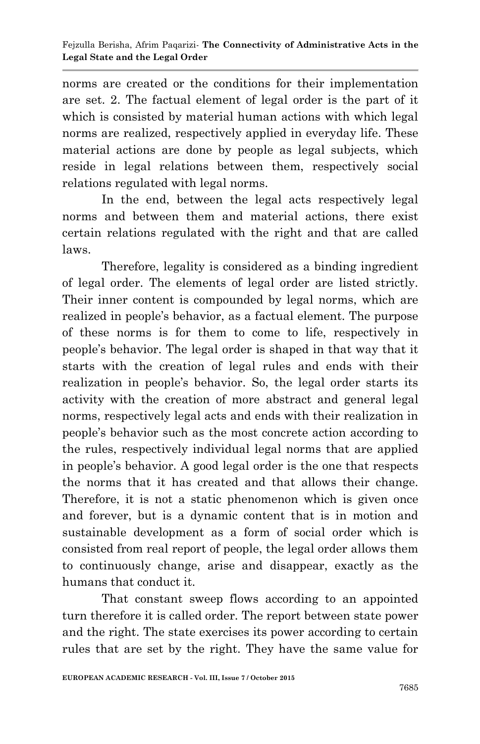norms are created or the conditions for their implementation are set. 2. The factual element of legal order is the part of it which is consisted by material human actions with which legal norms are realized, respectively applied in everyday life. These material actions are done by people as legal subjects, which reside in legal relations between them, respectively social relations regulated with legal norms.

In the end, between the legal acts respectively legal norms and between them and material actions, there exist certain relations regulated with the right and that are called laws.

Therefore, legality is considered as a binding ingredient of legal order. The elements of legal order are listed strictly. Their inner content is compounded by legal norms, which are realized in people's behavior, as a factual element. The purpose of these norms is for them to come to life, respectively in people's behavior. The legal order is shaped in that way that it starts with the creation of legal rules and ends with their realization in people's behavior. So, the legal order starts its activity with the creation of more abstract and general legal norms, respectively legal acts and ends with their realization in people's behavior such as the most concrete action according to the rules, respectively individual legal norms that are applied in people's behavior. A good legal order is the one that respects the norms that it has created and that allows their change. Therefore, it is not a static phenomenon which is given once and forever, but is a dynamic content that is in motion and sustainable development as a form of social order which is consisted from real report of people, the legal order allows them to continuously change, arise and disappear, exactly as the humans that conduct it.

That constant sweep flows according to an appointed turn therefore it is called order. The report between state power and the right. The state exercises its power according to certain rules that are set by the right. They have the same value for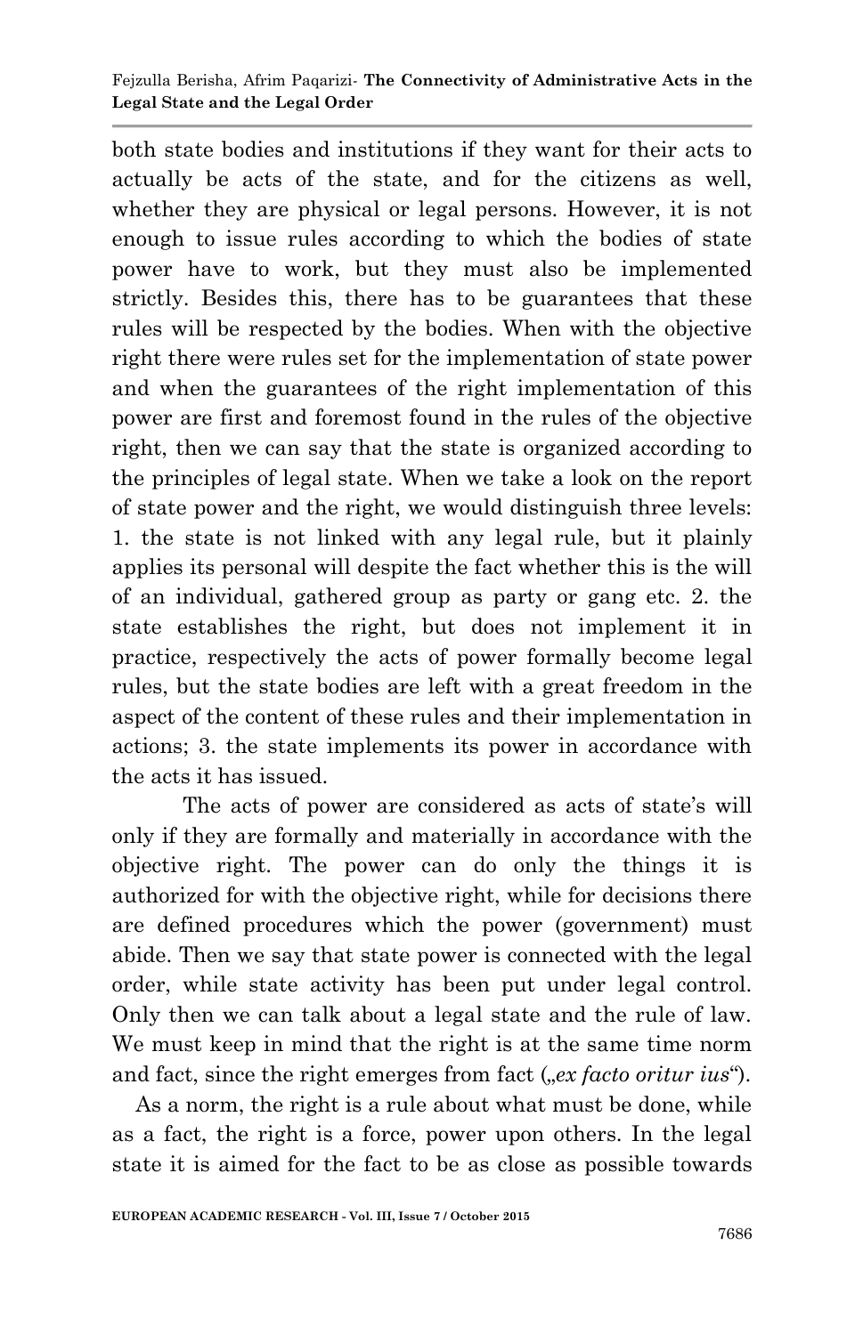both state bodies and institutions if they want for their acts to actually be acts of the state, and for the citizens as well, whether they are physical or legal persons. However, it is not enough to issue rules according to which the bodies of state power have to work, but they must also be implemented strictly. Besides this, there has to be guarantees that these rules will be respected by the bodies. When with the objective right there were rules set for the implementation of state power and when the guarantees of the right implementation of this power are first and foremost found in the rules of the objective right, then we can say that the state is organized according to the principles of legal state. When we take a look on the report of state power and the right, we would distinguish three levels: 1. the state is not linked with any legal rule, but it plainly applies its personal will despite the fact whether this is the will of an individual, gathered group as party or gang etc. 2. the state establishes the right, but does not implement it in practice, respectively the acts of power formally become legal rules, but the state bodies are left with a great freedom in the aspect of the content of these rules and their implementation in actions; 3. the state implements its power in accordance with the acts it has issued.

The acts of power are considered as acts of state's will only if they are formally and materially in accordance with the objective right. The power can do only the things it is authorized for with the objective right, while for decisions there are defined procedures which the power (government) must abide. Then we say that state power is connected with the legal order, while state activity has been put under legal control. Only then we can talk about a legal state and the rule of law. We must keep in mind that the right is at the same time norm and fact, since the right emerges from fact („*ex facto oritur ius*").

As a norm, the right is a rule about what must be done, while as a fact, the right is a force, power upon others. In the legal state it is aimed for the fact to be as close as possible towards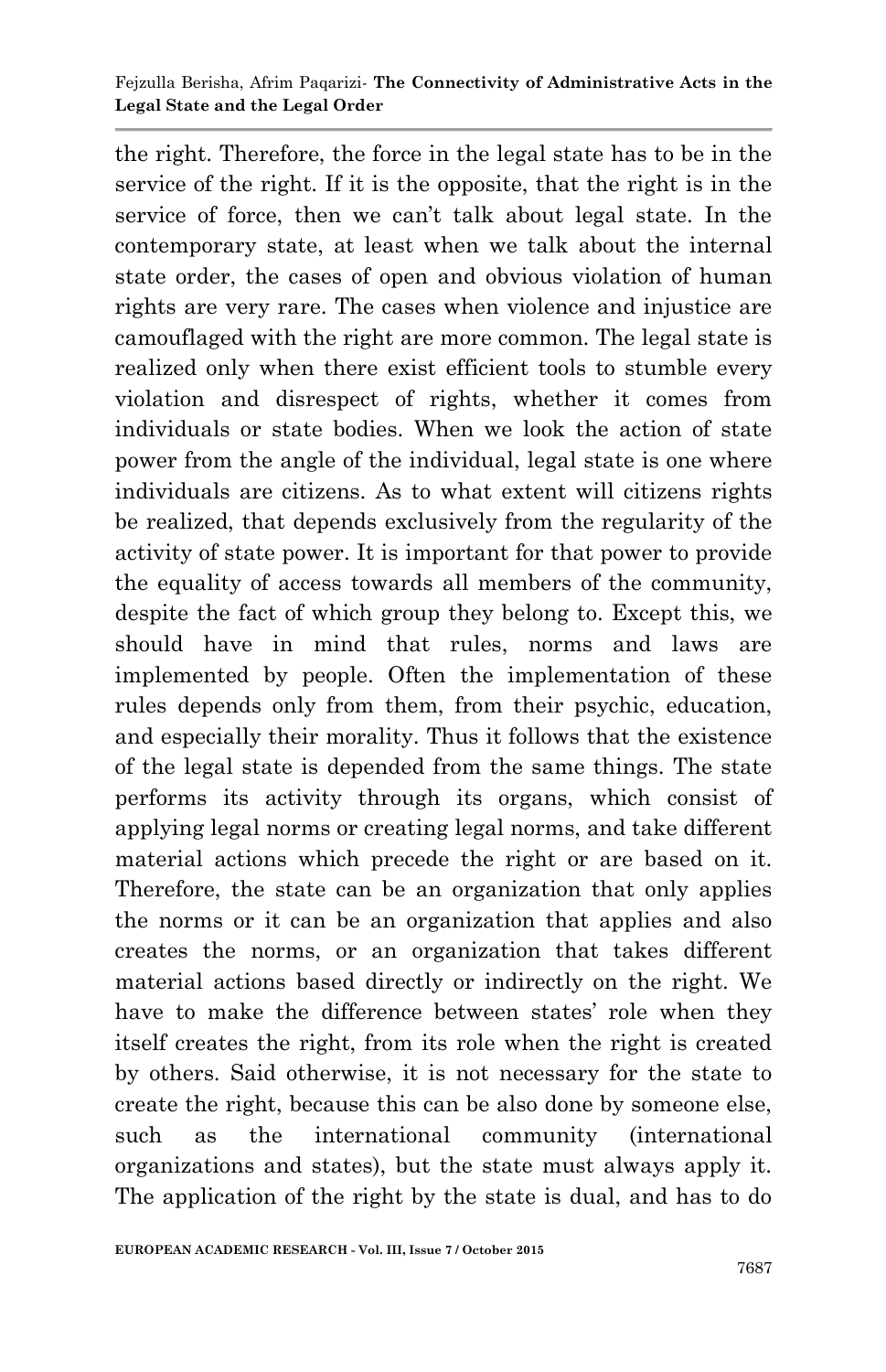the right. Therefore, the force in the legal state has to be in the service of the right. If it is the opposite, that the right is in the service of force, then we can't talk about legal state. In the contemporary state, at least when we talk about the internal state order, the cases of open and obvious violation of human rights are very rare. The cases when violence and injustice are camouflaged with the right are more common. The legal state is realized only when there exist efficient tools to stumble every violation and disrespect of rights, whether it comes from individuals or state bodies. When we look the action of state power from the angle of the individual, legal state is one where individuals are citizens. As to what extent will citizens rights be realized, that depends exclusively from the regularity of the activity of state power. It is important for that power to provide the equality of access towards all members of the community, despite the fact of which group they belong to. Except this, we should have in mind that rules, norms and laws are implemented by people. Often the implementation of these rules depends only from them, from their psychic, education, and especially their morality. Thus it follows that the existence of the legal state is depended from the same things. The state performs its activity through its organs, which consist of applying legal norms or creating legal norms, and take different material actions which precede the right or are based on it. Therefore, the state can be an organization that only applies the norms or it can be an organization that applies and also creates the norms, or an organization that takes different material actions based directly or indirectly on the right. We have to make the difference between states' role when they itself creates the right, from its role when the right is created by others. Said otherwise, it is not necessary for the state to create the right, because this can be also done by someone else, such as the international community (international organizations and states), but the state must always apply it. The application of the right by the state is dual, and has to do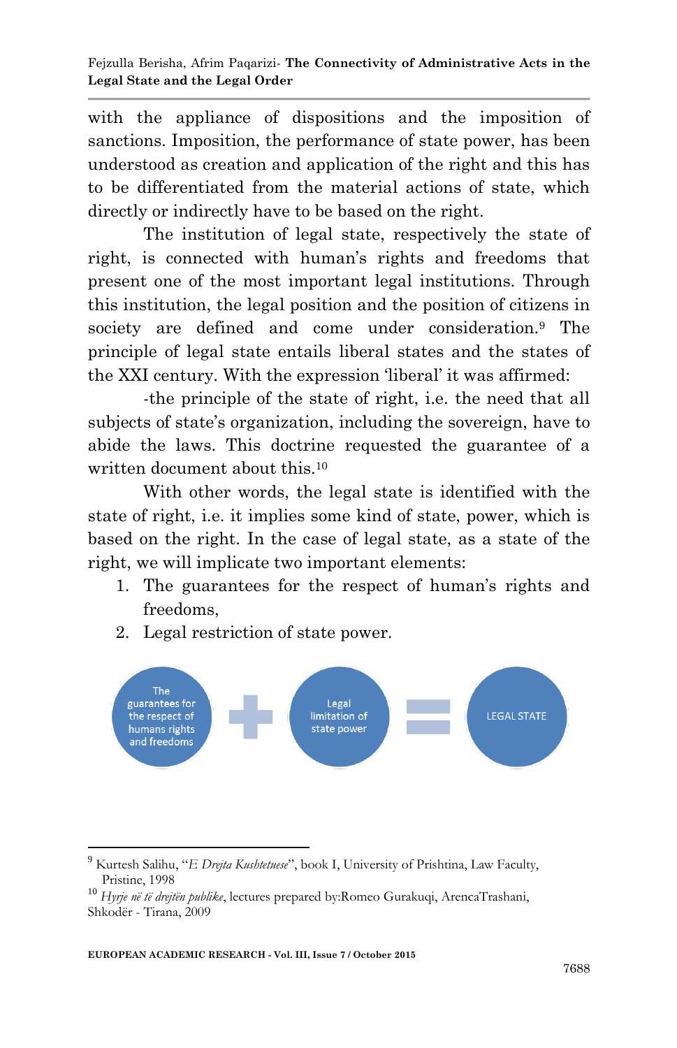with the appliance of dispositions and the imposition of sanctions. Imposition, the performance of state power, has been understood as creation and application of the right and this has to be differentiated from the material actions of state, which directly or indirectly have to be based on the right.

The institution of legal state, respectively the state of right, is connected with human's rights and freedoms that present one of the most important legal institutions. Through this institution, the legal position and the position of citizens in society are defined and come under consideration.[9] The principle of legal state entails liberal states and the states of the XXI century. With the expression 'liberal' it was affirmed:

-the principle of the state of right, i.e. the need that all subjects of state's organization, including the sovereign, have to abide the laws. This doctrine requested the guarantee of a written document about this.[10]

With other words, the legal state is identified with the state of right, i.e. it implies some kind of state, power, which is based on the right. In the case of legal state, as a state of the right, we will implicate two important elements:

1. The guarantees for the respect of human's rights and freedoms,
2. Legal restriction of state power.

The guarantees for the respect of humans rights and freedoms + Legal limitation of state power = LEGAL STATE

[9] Kurtesh Salihu, "*E Drejta Kushtetuese*", book I, University of Prishtina, Law Faculty, Pristine, 1998

[10] *Hyrje në të drejtën publike*, lectures prepared by:Romeo Gurakuqi, ArencaTrashani, Shkodër - Tirana, 2009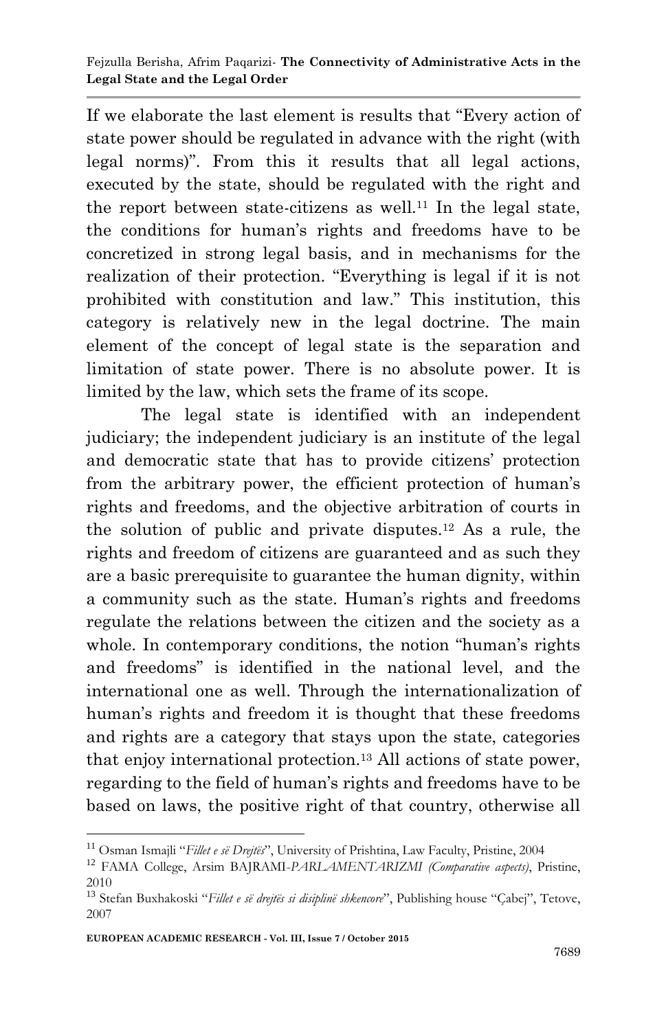If we elaborate the last element is results that "Every action of state power should be regulated in advance with the right (with legal norms)". From this it results that all legal actions, executed by the state, should be regulated with the right and the report between state-citizens as well.[11] In the legal state, the conditions for human's rights and freedoms have to be concretized in strong legal basis, and in mechanisms for the realization of their protection. "Everything is legal if it is not prohibited with constitution and law." This institution, this category is relatively new in the legal doctrine. The main element of the concept of legal state is the separation and limitation of state power. There is no absolute power. It is limited by the law, which sets the frame of its scope.

The legal state is identified with an independent judiciary; the independent judiciary is an institute of the legal and democratic state that has to provide citizens' protection from the arbitrary power, the efficient protection of human's rights and freedoms, and the objective arbitration of courts in the solution of public and private disputes.[12] As a rule, the rights and freedom of citizens are guaranteed and as such they are a basic prerequisite to guarantee the human dignity, within a community such as the state. Human's rights and freedoms regulate the relations between the citizen and the society as a whole. In contemporary conditions, the notion "human's rights and freedoms" is identified in the national level, and the international one as well. Through the internationalization of human's rights and freedom it is thought that these freedoms and rights are a category that stays upon the state, categories that enjoy international protection.[13] All actions of state power, regarding to the field of human's rights and freedoms have to be based on laws, the positive right of that country, otherwise all

---

[11] Osman Ismajli "*Fillet e së Drejtës*", University of Prishtina, Law Faculty, Pristine, 2004

[12] FAMA College, Arsim BAJRAMI-*PARLAMENTARIZMI (Comparative aspects)*, Pristine, 2010

[13] Stefan Buxhakoski "*Fillet e së drejtës si disiplinë shkencore*", Publishing house "Çabej", Tetove, 2007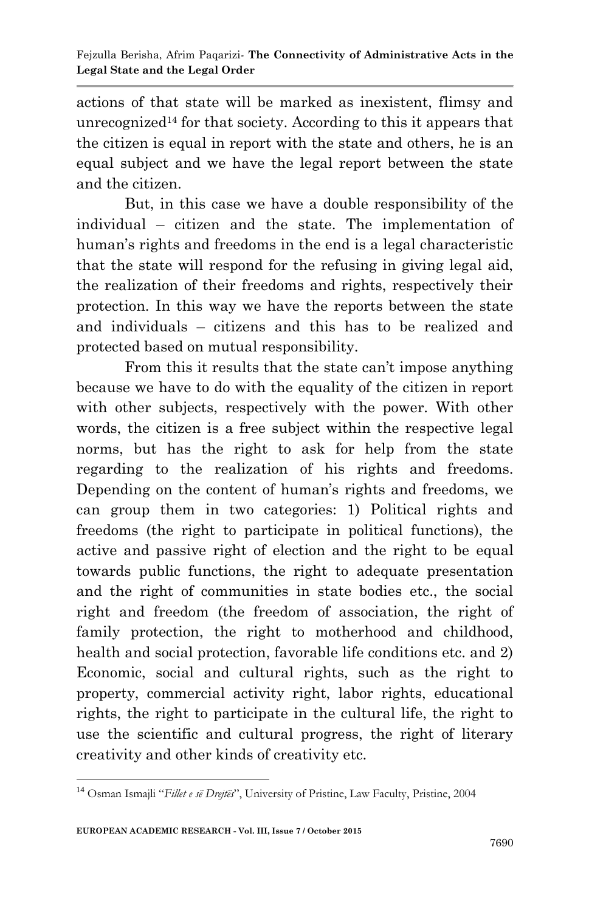actions of that state will be marked as inexistent, flimsy and unrecognized[14] for that society. According to this it appears that the citizen is equal in report with the state and others, he is an equal subject and we have the legal report between the state and the citizen.

But, in this case we have a double responsibility of the individual – citizen and the state. The implementation of human's rights and freedoms in the end is a legal characteristic that the state will respond for the refusing in giving legal aid, the realization of their freedoms and rights, respectively their protection. In this way we have the reports between the state and individuals – citizens and this has to be realized and protected based on mutual responsibility.

From this it results that the state can't impose anything because we have to do with the equality of the citizen in report with other subjects, respectively with the power. With other words, the citizen is a free subject within the respective legal norms, but has the right to ask for help from the state regarding to the realization of his rights and freedoms. Depending on the content of human's rights and freedoms, we can group them in two categories: 1) Political rights and freedoms (the right to participate in political functions), the active and passive right of election and the right to be equal towards public functions, the right to adequate presentation and the right of communities in state bodies etc., the social right and freedom (the freedom of association, the right of family protection, the right to motherhood and childhood, health and social protection, favorable life conditions etc. and 2) Economic, social and cultural rights, such as the right to property, commercial activity right, labor rights, educational rights, the right to participate in the cultural life, the right to use the scientific and cultural progress, the right of literary creativity and other kinds of creativity etc.

---

[14] Osman Ismajli "*Fillet e së Drejtës*", University of Pristine, Law Faculty, Pristine, 2004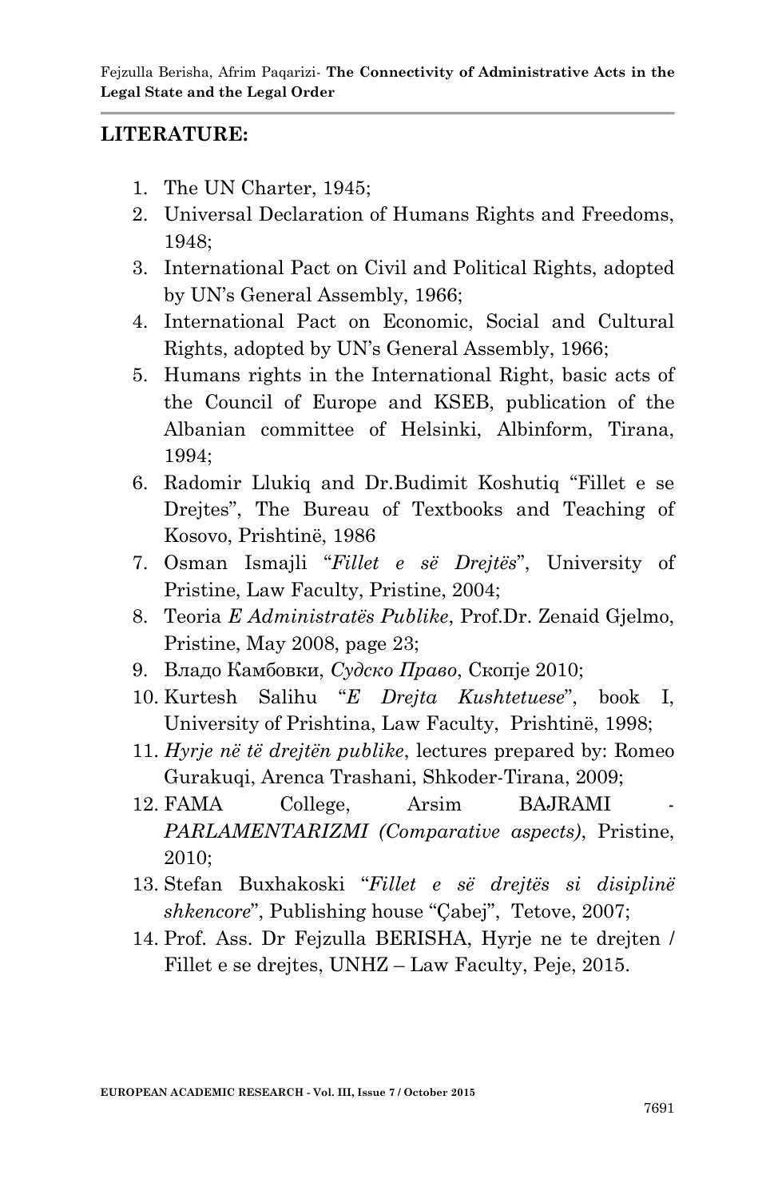## LITERATURE:

1. The UN Charter, 1945;
2. Universal Declaration of Humans Rights and Freedoms, 1948;
3. International Pact on Civil and Political Rights, adopted by UN's General Assembly, 1966;
4. International Pact on Economic, Social and Cultural Rights, adopted by UN's General Assembly, 1966;
5. Humans rights in the International Right, basic acts of the Council of Europe and KSEB, publication of the Albanian committee of Helsinki, Albinform, Tirana, 1994;
6. Radomir Llukiq and Dr.Budimit Koshutiq "Fillet e se Drejtes", The Bureau of Textbooks and Teaching of Kosovo, Prishtinë, 1986
7. Osman Ismajli "*Fillet e së Drejtës*", University of Pristine, Law Faculty, Pristine, 2004;
8. Teoria *E Administratës Publike*, Prof.Dr. Zenaid Gjelmo, Pristine, May 2008, page 23;
9. Владо Камбовки, *Судско Право*, Скопје 2010;
10. Kurtesh Salihu "*E Drejta Kushtetuese*", book I, University of Prishtina, Law Faculty, Prishtinë, 1998;
11. *Hyrje në të drejtën publike*, lectures prepared by: Romeo Gurakuqi, Arenca Trashani, Shkoder-Tirana, 2009;
12. FAMA College, Arsim BAJRAMI - *PARLAMENTARIZMI (Comparative aspects)*, Pristine, 2010;
13. Stefan Buxhakoski "*Fillet e së drejtës si disiplinë shkencore*", Publishing house "Çabej", Tetove, 2007;
14. Prof. Ass. Dr Fejzulla BERISHA, Hyrje ne te drejten / Fillet e se drejtes, UNHZ – Law Faculty, Peje, 2015.